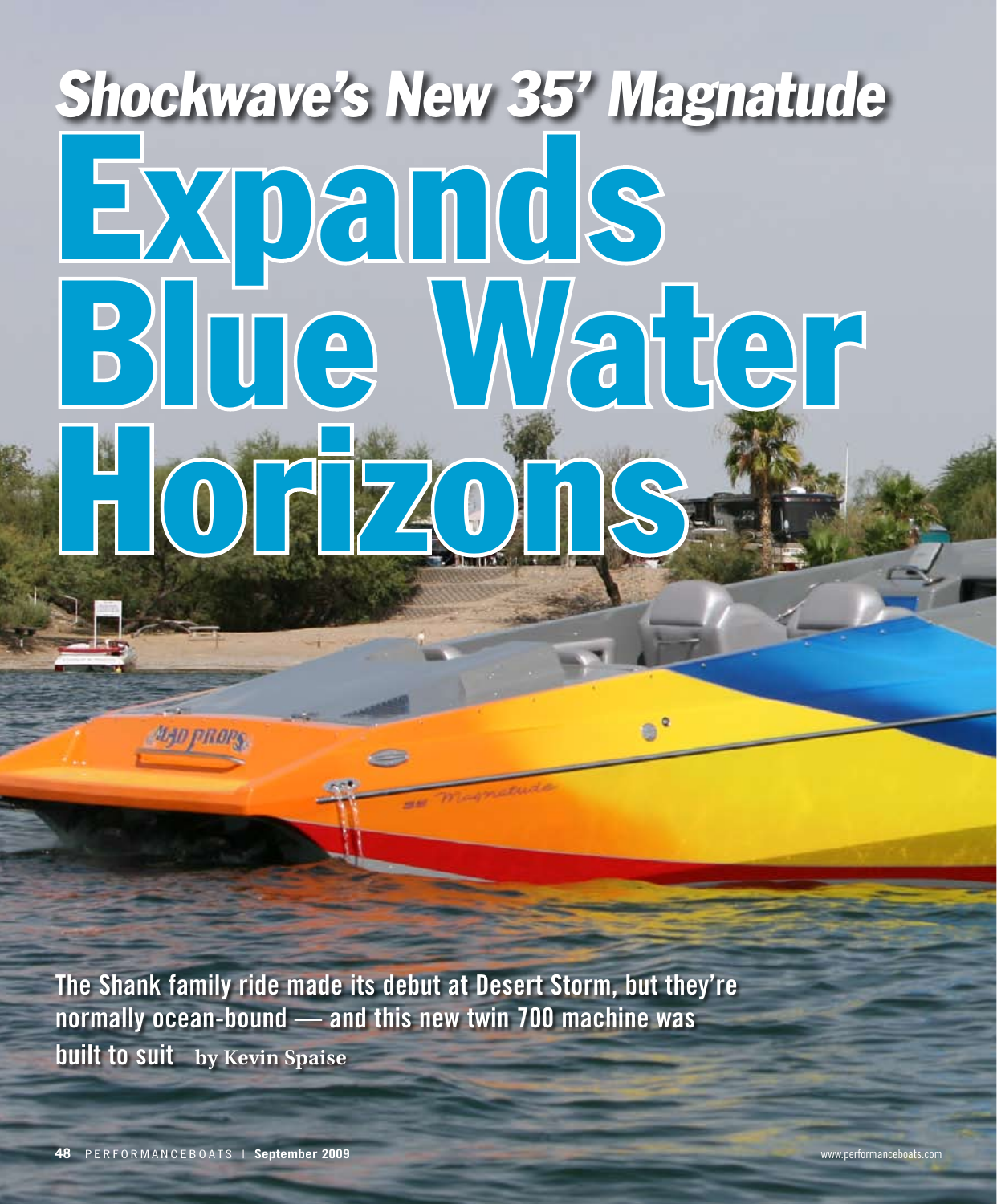# Shockwave's New 35' Magnatude

# Expands Blue Water Horizons

**The Shank family ride made its debut at Desert Storm, but they're normally ocean-bound — and this new twin 700 machine was built to suit** by Kevin Spaise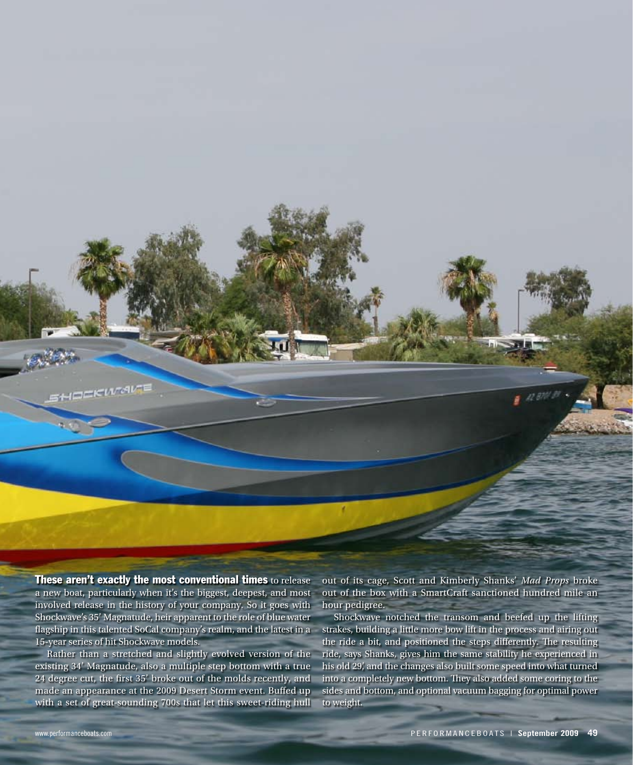**These aren't exactly the most conventional times** to release a new boat, particularly when it's the biggest, deepest, and most involved release in the history of your company. So it goes with Shockwave's 35' Magnatude, heir apparent to the role of blue water flagship in this talented SoCal company's realm, and the latest in a 15-year series of hit Shockwave models.

Rather than a stretched and slightly evolved version of the existing 34' Magnatude, also a multiple step bottom with a true 24 degree cut, the first 35' broke out of the molds recently, and made an appearance at the 2009 Desert Storm event. Buffed up with a set of great-sounding 700s that let this sweet-riding hull out of its cage, Scott and Kimberly Shanks' *Mad Props* broke out of the box with a SmartCraft sanctioned hundred mile an hour pedigree.

Shockwave notched the transom and beefed up the lifting strakes, building a little more bow lift in the process and airing out the ride a bit, and positioned the steps differently. The resulting ride, says Shanks, gives him the same stability he experienced in his old 29', and the changes also built some speed into what turned into a completely new bottom. They also added some coring to the sides and bottom, and optional vacuum bagging for optimal power to weight.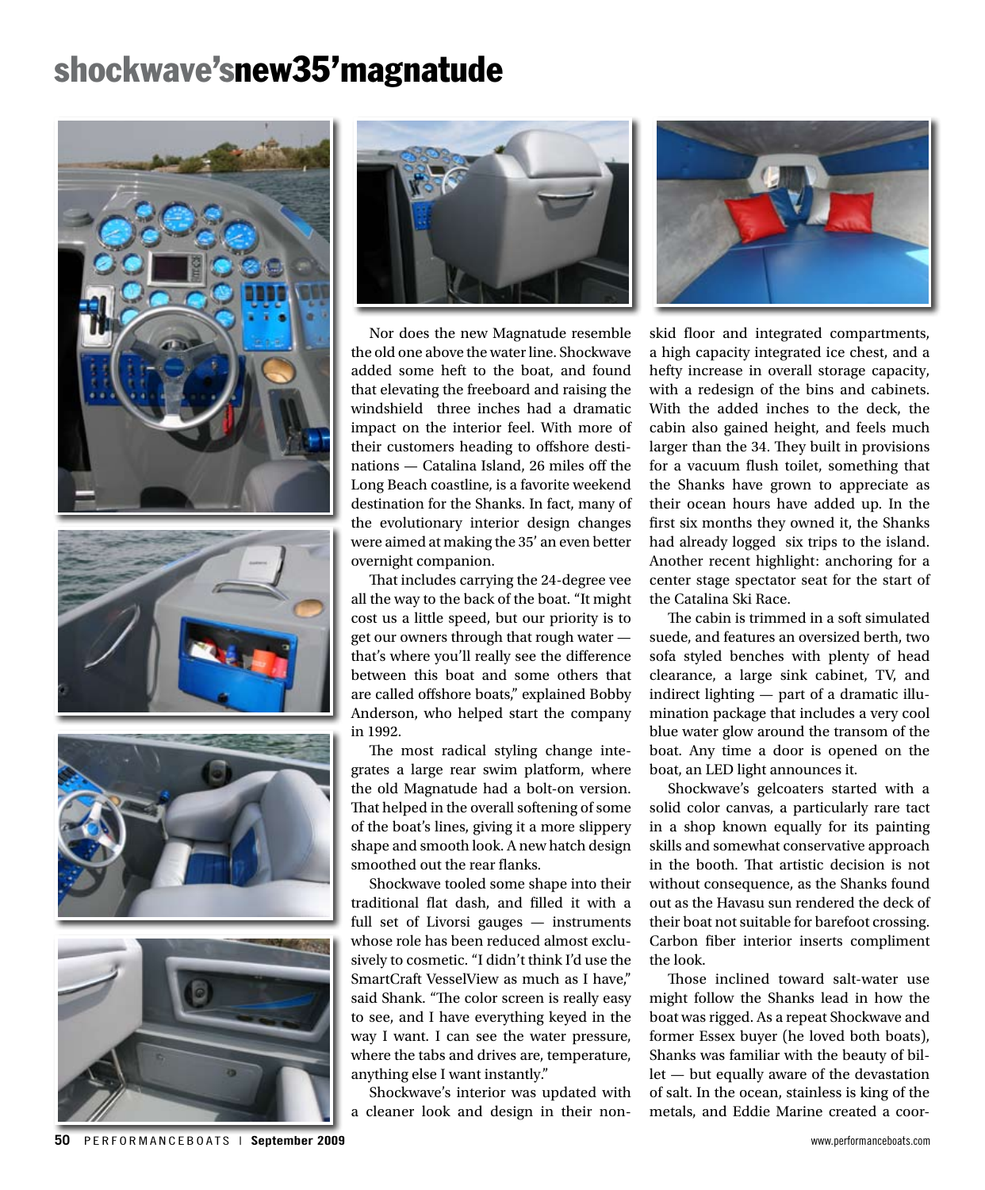Nor does the new Magnatude resemble the old one above the water line. Shockwave added some heft to the boat, and found that elevating the freeboard and raising the windshield three inches had a dramatic impact on the interior feel. With more of their customers heading to offshore destinations — Catalina Island, 26 miles off the Long Beach coastline, is a favorite weekend destination for the Shanks. In fact, many of the evolutionary interior design changes were aimed at making the 35' an even better overnight companion.

That includes carrying the 24-degree vee all the way to the back of the boat. "It might cost us a little speed, but our priority is to get our owners through that rough water — that's where you'll really see the difference between this boat and some others that are called offshore boats," explained Bobby Anderson, who helped start the company in 1992.

The most radical styling change integrates a large rear swim platform, where the old Magnatude had a bolt-on version. That helped in the overall softening of some of the boat's lines, giving it a more slippery shape and smooth look. A new hatch design smoothed out the rear flanks.

Shockwave tooled some shape into their traditional flat dash, and filled it with a full set of Livorsi gauges — instruments whose role has been reduced almost exclusively to cosmetic. "I didn't think I'd use the SmartCraft VesselView as much as I have," said Shank. "The color screen is really easy to see, and I have everything keyed in the way I want. I can see the water pressure, where the tabs and drives are, temperature, anything else I want instantly."

Shockwave's interior was updated with a cleaner look and design in their non-skid floor and integrated compartments, a high capacity integrated ice chest, and a hefty increase in overall storage capacity, with a redesign of the bins and cabinets. With the added inches to the deck, the cabin also gained height, and feels much larger than the 34. They built in provisions for a vacuum flush toilet, something that the Shanks have grown to appreciate as their ocean hours have added up. In the first six months they owned it, the Shanks had already logged six trips to the island. Another recent highlight: anchoring for a center stage spectator seat for the start of the Catalina Ski Race.

The cabin is trimmed in a soft simulated suede, and features an oversized berth, two sofa styled benches with plenty of head clearance, a large sink cabinet, TV, and indirect lighting — part of a dramatic illumination package that includes a very cool blue water glow around the transom of the boat. Any time a door is opened on the boat, an LED light announces it.

Shockwave's gelcoaters started with a solid color canvas, a particularly rare tact in a shop known equally for its painting skills and somewhat conservative approach in the booth. That artistic decision is not without consequence, as the Shanks found out as the Havasu sun rendered the deck of their boat not suitable for barefoot crossing. Carbon fiber interior inserts compliment the look.

Those inclined toward salt-water use might follow the Shanks lead in how the boat was rigged. As a repeat Shockwave and former Essex buyer (he loved both boats), Shanks was familiar with the beauty of billet — but equally aware of the devastation of salt. In the ocean, stainless is king of the metals, and Eddie Marine created a coor-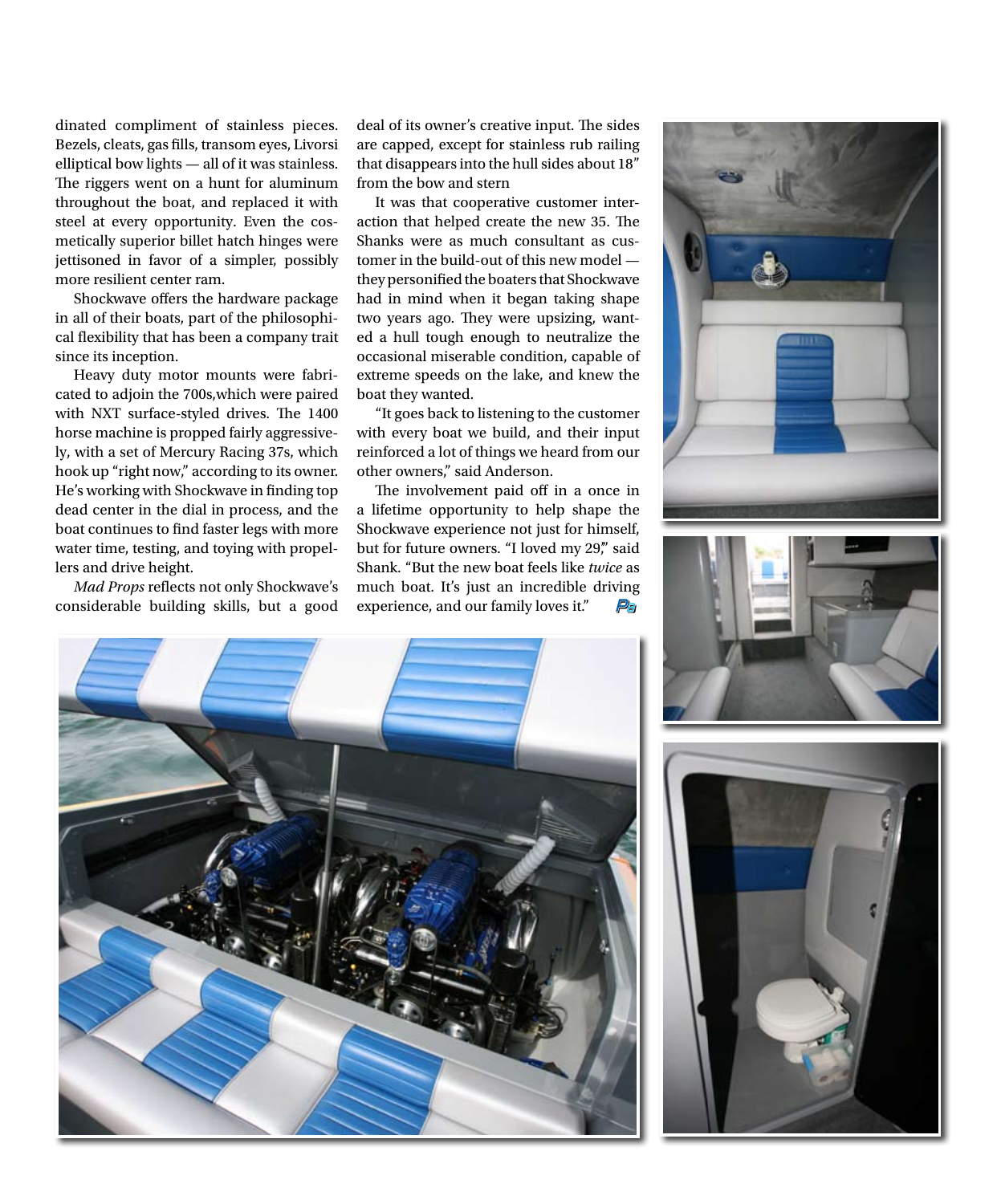dinated compliment of stainless pieces. Bezels, cleats, gas fills, transom eyes, Livorsi elliptical bow lights — all of it was stainless. The riggers went on a hunt for aluminum throughout the boat, and replaced it with steel at every opportunity. Even the cosmetically superior billet hatch hinges were jettisoned in favor of a simpler, possibly more resilient center ram.

Shockwave offers the hardware package in all of their boats, part of the philosophical flexibility that has been a company trait since its inception.

Heavy duty motor mounts were fabricated to adjoin the 700s,which were paired with NXT surface-styled drives. The 1400 horse machine is propped fairly aggressively, with a set of Mercury Racing 37s, which hook up "right now," according to its owner. He's working with Shockwave in finding top dead center in the dial in process, and the boat continues to find faster legs with more water time, testing, and toying with propellers and drive height.

*Mad Props* reflects not only Shockwave's considerable building skills, but a good deal of its owner's creative input. The sides are capped, except for stainless rub railing that disappears into the hull sides about 18" from the bow and stern

It was that cooperative customer interaction that helped create the new 35. The Shanks were as much consultant as customer in the build-out of this new model — they personified the boaters that Shockwave had in mind when it began taking shape two years ago. They were upsizing, wanted a hull tough enough to neutralize the occasional miserable condition, capable of extreme speeds on the lake, and knew the boat they wanted.

"It goes back to listening to the customer with every boat we build, and their input reinforced a lot of things we heard from our other owners," said Anderson.

The involvement paid off in a once in a lifetime opportunity to help shape the Shockwave experience not just for himself, but for future owners. "I loved my 29," said Shank. "But the new boat feels like *twice* as much boat. It's just an incredible driving experience, and our family loves it."